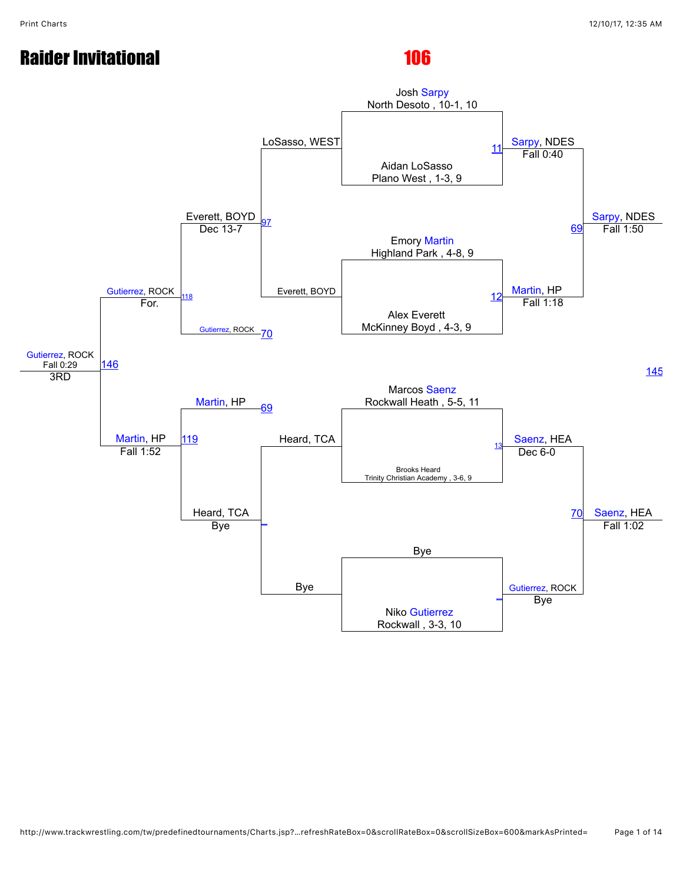# Raider Invitational

## 106

### Championship Bracket

**First Round**

- Josh Sarpy, North Desoto, 10-1, 10 vs. Aidan LoSasso, Plano West, 1-3, 9 — Match 11: Sarpy, NDES, Fall 0:40
- Emory Martin, Highland Park, 4-8, 9 vs. Alex Everett, McKinney Boyd, 4-3, 9 — Match 12: Martin, HP, Fall 1:18
- Marcos Saenz, Rockwall Heath, 5-5, 11 vs. Brooks Heard, Trinity Christian Academy, 3-6, 9 — Match 13: Saenz, HEA, Dec 6-0
- Bye vs. Niko Gutierrez, Rockwall, 3-3, 10 — Gutierrez, ROCK, Bye

**Semifinals**

- Sarpy, NDES vs. Martin, HP — Match 69: Sarpy, NDES, Fall 1:50
- Saenz, HEA vs. Gutierrez, ROCK — Match 70: Saenz, HEA, Fall 1:02

**Final**

- Match 145

### Consolation Bracket

**Consolation First Round**

- LoSasso, WEST vs. Everett, BOYD — Match 97: Everett, BOYD, Dec 13-7
- Heard, TCA vs. Bye — Heard, TCA, Bye

**Consolation Semifinals**

- Everett, BOYD vs. Gutierrez, ROCK (loser of 70) — Match 118: Gutierrez, ROCK, For.
- Martin, HP (loser of 69) vs. Heard, TCA — Match 119: Martin, HP, Fall 1:52

**3rd Place**

- Gutierrez, ROCK vs. Martin, HP — Match 146: Gutierrez, ROCK, Fall 0:29 — 3RD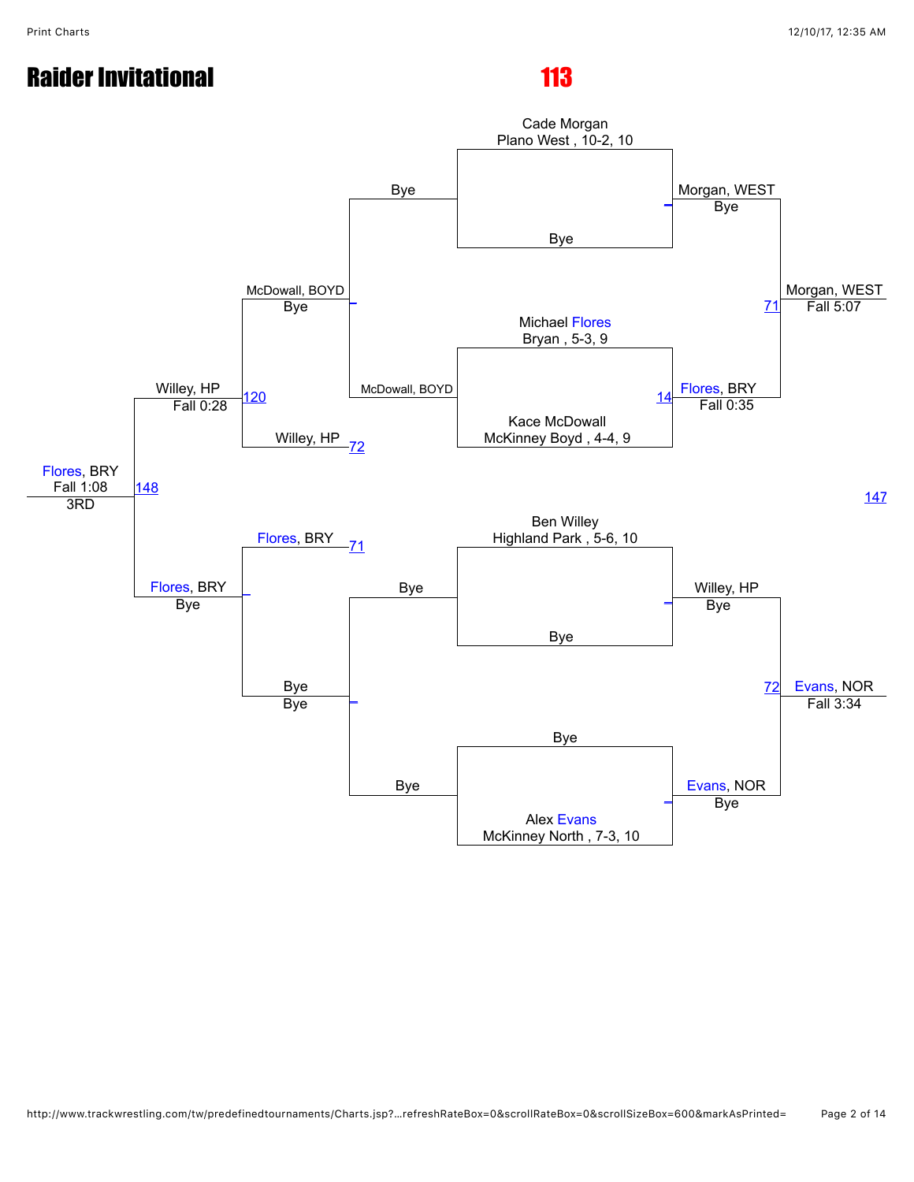# Raider Invitational

## 113

**Championship bracket**

Cade Morgan
Plano West , 10-2, 10

Bye

Michael Flores
Bryan , 5-3, 9

Kace McDowall
McKinney Boyd , 4-4, 9

Ben Willey
Highland Park , 5-6, 10

Bye

Bye

Alex Evans
McKinney North , 7-3, 10

Morgan, WEST
Bye

Flores, BRY
Fall 0:35

14

Willey, HP
Bye

Evans, NOR
Bye

Morgan, WEST
Fall 5:07

71

Evans, NOR
Fall 3:34

72

147

**Consolation bracket**

Bye

McDowall, BOYD

McDowall, BOYD
Bye

Willey, HP

72

Willey, HP
Fall 0:28

120

Flores, BRY

71

Bye

Bye

Bye
Bye

Flores, BRY
Bye

Flores, BRY
Fall 1:08
3RD

148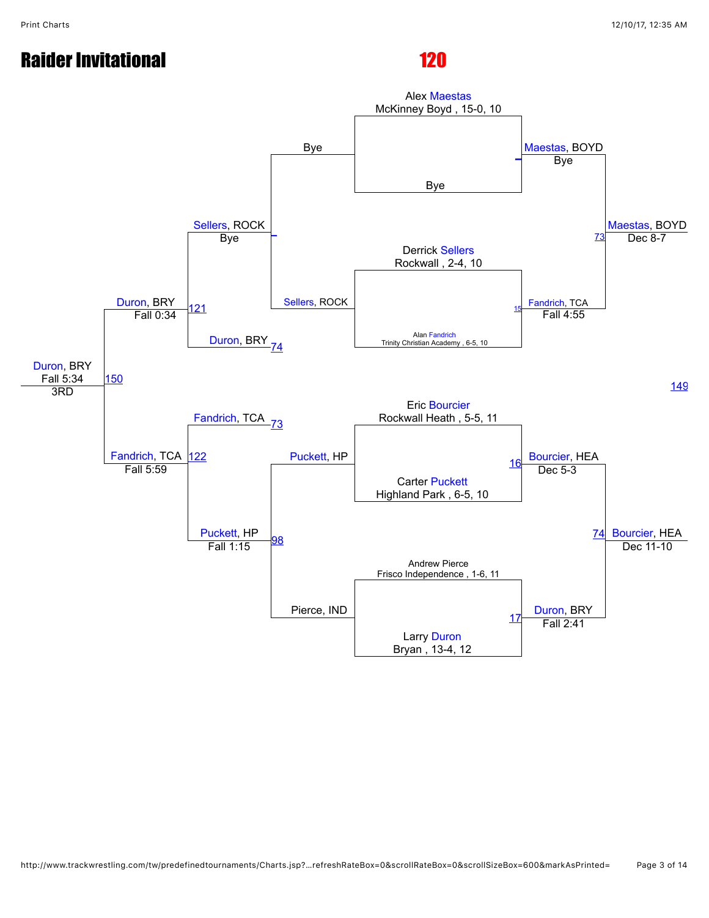# Raider Invitational

## 120

### Championship Bracket

**First Round**

- Alex Maestas, McKinney Boyd, 15-0, 10 vs. Bye — Maestas, BOYD (Bye)
- Derrick Sellers, Rockwall, 2-4, 10 vs. Alan Fandrich, Trinity Christian Academy, 6-5, 10 — Match 15: Fandrich, TCA (Fall 4:55)
- Eric Bourcier, Rockwall Heath, 5-5, 11 vs. Carter Puckett, Highland Park, 6-5, 10 — Match 16: Bourcier, HEA (Dec 5-3)
- Andrew Pierce, Frisco Independence, 1-6, 11 vs. Larry Duron, Bryan, 13-4, 12 — Match 17: Duron, BRY (Fall 2:41)

**Semifinals**

- Maestas, BOYD vs. Fandrich, TCA — Match 73: Maestas, BOYD (Dec 8-7)
- Bourcier, HEA vs. Duron, BRY — Match 74: Bourcier, HEA (Dec 11-10)

**Final**

- Match 149

### Consolation Bracket

**First Round**

- Bye vs. Sellers, ROCK — Sellers, ROCK (Bye)
- Puckett, HP vs. Pierce, IND — Match 98: Puckett, HP (Fall 1:15)

**Second Round**

- Sellers, ROCK vs. Duron, BRY (loser of 74) — Match 121: Duron, BRY (Fall 0:34)
- Fandrich, TCA (loser of 73) vs. Puckett, HP — Match 122: Fandrich, TCA (Fall 5:59)

**3rd Place**

- Duron, BRY vs. Fandrich, TCA — Match 150: Duron, BRY (Fall 5:34) — 3RD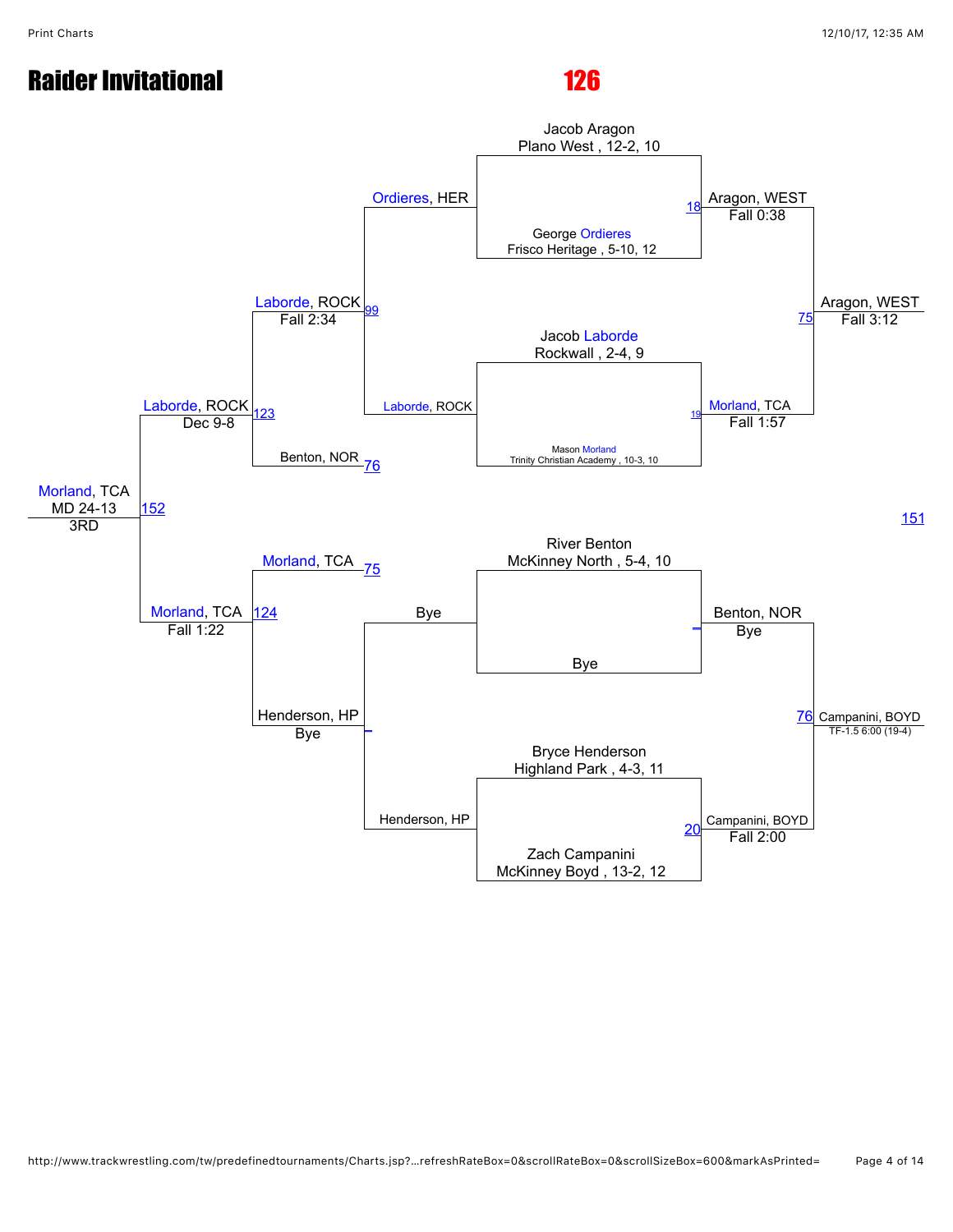# Raider Invitational

## 126

**Championship bracket**

Jacob Aragon, Plano West, 12-2, 10
vs.
George Ordieres, Frisco Heritage, 5-10, 12
— Match 18: Aragon, WEST — Fall 0:38

Jacob Laborde, Rockwall, 2-4, 9
vs.
Mason Morland, Trinity Christian Academy, 10-3, 10
— Match 19: Morland, TCA — Fall 1:57

River Benton, McKinney North, 5-4, 10
vs.
Bye
— Benton, NOR — Bye

Bryce Henderson, Highland Park, 4-3, 11
vs.
Zach Campanini, McKinney Boyd, 13-2, 12
— Match 20: Campanini, BOYD — Fall 2:00

Match 75: Aragon, WEST — Fall 3:12

Match 76: Campanini, BOYD — TF-1.5 6:00 (19-4)

151

**Consolation bracket**

Ordieres, HER vs. Laborde, ROCK
— Match 99: Laborde, ROCK — Fall 2:34

Bye vs. Henderson, HP
— Henderson, HP — Bye

Laborde, ROCK vs. Benton, NOR (76)
— Match 123: Laborde, ROCK — Dec 9-8

Morland, TCA (75) vs. Henderson, HP
— Match 124: Morland, TCA — Fall 1:22

Laborde, ROCK vs. Morland, TCA
— Match 152: Morland, TCA — MD 24-13 — 3RD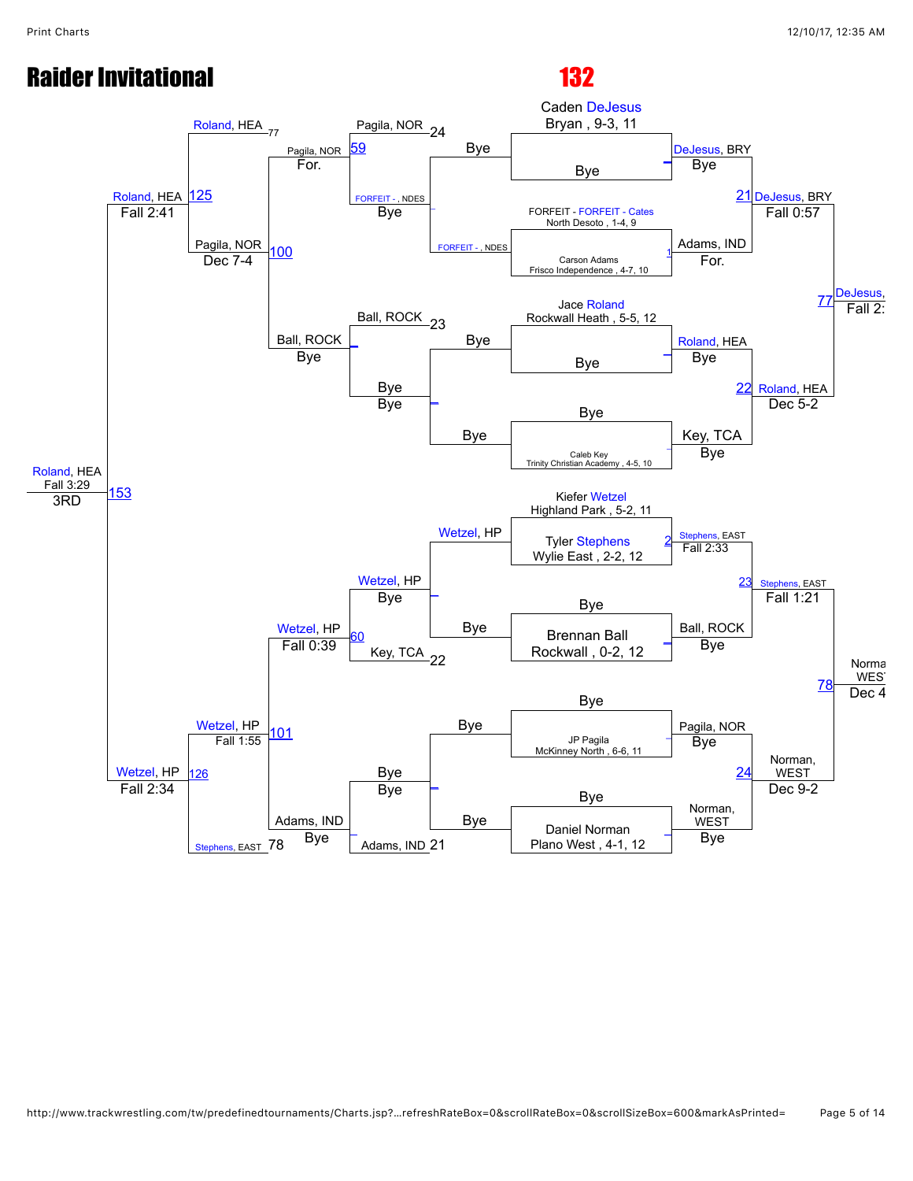# Raider Invitational

# 132

Caden DeJesus
Bryan , 9-3, 11

Bye

FORFEIT - FORFEIT - Cates
North Desoto , 1-4, 9

Carson Adams
Frisco Independence , 4-7, 10

Jace Roland
Rockwall Heath , 5-5, 12

Bye

Bye

Caleb Key
Trinity Christian Academy , 4-5, 10

Kiefer Wetzel
Highland Park , 5-2, 11

Tyler Stephens
Wylie East , 2-2, 12

Bye

Brennan Ball
Rockwall , 0-2, 12

Bye

JP Pagila
McKinney North , 6-6, 11

Bye

Daniel Norman
Plano West , 4-1, 12

DeJesus, BRY
Bye

Adams, IND
For.

Roland, HEA
Bye

Key, TCA
Bye

Stephens, EAST
Fall 2:33

Ball, ROCK
Bye

Pagila, NOR
Bye

Norman, WEST
Bye

21 DeJesus, BRY
Fall 0:57

22 Roland, HEA
Dec 5-2

23 Stephens, EAST
Fall 1:21

24 Norman, WEST
Dec 9-2

77 DeJesus,
Fall 2:

78 Norma
WES
Dec 4

Bye
FORFEIT - , NDES

Bye
Bye

Bye
Bye

Bye
Bye

Pagila, NOR 24
FORFEIT - , NDES
Bye

Ball, ROCK 23
Bye
Bye

Wetzel, HP
Bye
Key, TCA 22

Bye
Bye
Adams, IND 21

Pagila, NOR
59 For.

Ball, ROCK
Bye

Wetzel, HP
60 Fall 0:39

Adams, IND
Bye

Roland, HEA 77

Pagila, NOR
100 Dec 7-4

Wetzel, HP
101 Fall 1:55

Stephens, EAST 78

Roland, HEA
125 Fall 2:41

Wetzel, HP
126 Fall 2:34

Roland, HEA
153 Fall 3:29
3RD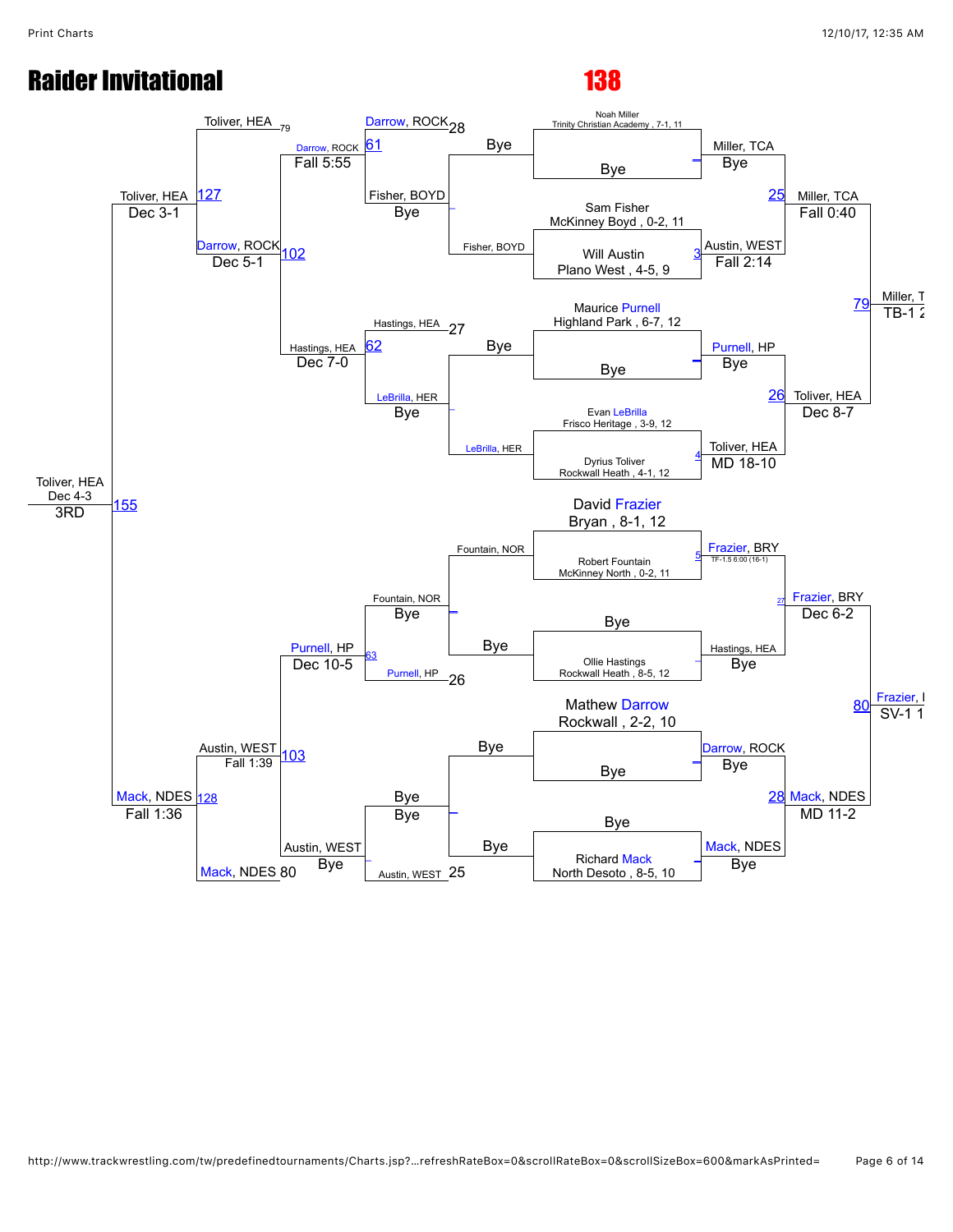# Raider Invitational

## 138

### Championship Bracket

| Wrestler | Team | Record | Grade |
| --- | --- | --- | --- |
| Noah Miller | Trinity Christian Academy | 7-1 | 11 |
| Sam Fisher | McKinney Boyd | 0-2 | 11 |
| Will Austin | Plano West | 4-5 | 9 |
| Maurice Purnell | Highland Park | 6-7 | 12 |
| Evan LeBrilla | Frisco Heritage | 3-9 | 12 |
| Dyrius Toliver | Rockwall Heath | 4-1 | 12 |
| David Frazier | Bryan | 8-1 | 12 |
| Robert Fountain | McKinney North | 0-2 | 11 |
| Ollie Hastings | Rockwall Heath | 8-5 | 12 |
| Mathew Darrow | Rockwall | 2-2 | 10 |
| Richard Mack | North Desoto | 8-5 | 10 |

**First Round**
- Noah Miller vs Bye — Miller, TCA, Bye
- Sam Fisher vs Will Austin (3) — Austin, WEST, Fall 2:14
- Maurice Purnell vs Bye — Purnell, HP, Bye
- Evan LeBrilla vs Dyrius Toliver (4) — Toliver, HEA, MD 18-10
- David Frazier vs Robert Fountain (5) — Frazier, BRY, TF-1.5 6:00 (16-1)
- Bye vs Ollie Hastings — Hastings, HEA, Bye
- Mathew Darrow vs Bye — Darrow, ROCK, Bye
- Bye vs Richard Mack — Mack, NDES, Bye

**Quarterfinals**
- (25) Miller, TCA vs Austin, WEST — Miller, TCA, Fall 0:40
- (26) Purnell, HP vs Toliver, HEA — Toliver, HEA, Dec 8-7
- (27) Frazier, BRY vs Hastings, HEA — Frazier, BRY, Dec 6-2
- (28) Darrow, ROCK vs Mack, NDES — Mack, NDES, MD 11-2

**Semifinals**
- (79) Miller, TCA vs Toliver, HEA — Miller, T… TB-1 2…
- (80) Frazier, BRY vs Mack, NDES — Frazier, … SV-1 1…

### Consolation Bracket

**Consolation Round 1**
- Fisher, BOYD vs Bye — Fisher, BOYD
- Bye vs LeBrilla, HER — LeBrilla, HER
- Fountain, NOR vs Bye — Fountain, NOR
- Bye vs Bye — Bye

**Consolation Round 2**
- (28) Darrow, ROCK vs Fisher, BOYD — Darrow, ROCK (61)
- (27) Hastings, HEA vs LeBrilla, HER — Hastings, HEA (62)
- Fountain, NOR vs (26) Purnell, HP — Purnell, HP (63)
- Bye vs (25) Austin, WEST — Austin, WEST

**Consolation Round 3**
- (61) Darrow, ROCK, Fall 5:55 vs (62) Hastings, HEA, Dec 7-0 — Darrow, ROCK (102) Dec 5-1
- (63) Purnell, HP, Dec 10-5 vs Austin, WEST, Bye — Austin, WEST (103) Fall 1:39

**Consolation Semifinals**
- (79) Toliver, HEA vs Darrow, ROCK — Toliver, HEA (127) Dec 3-1
- Austin, WEST vs (80) Mack, NDES — Mack, NDES (128) Fall 1:36

**3rd Place**
- (155) Toliver, HEA vs Mack, NDES — Toliver, HEA, Dec 4-3, 3RD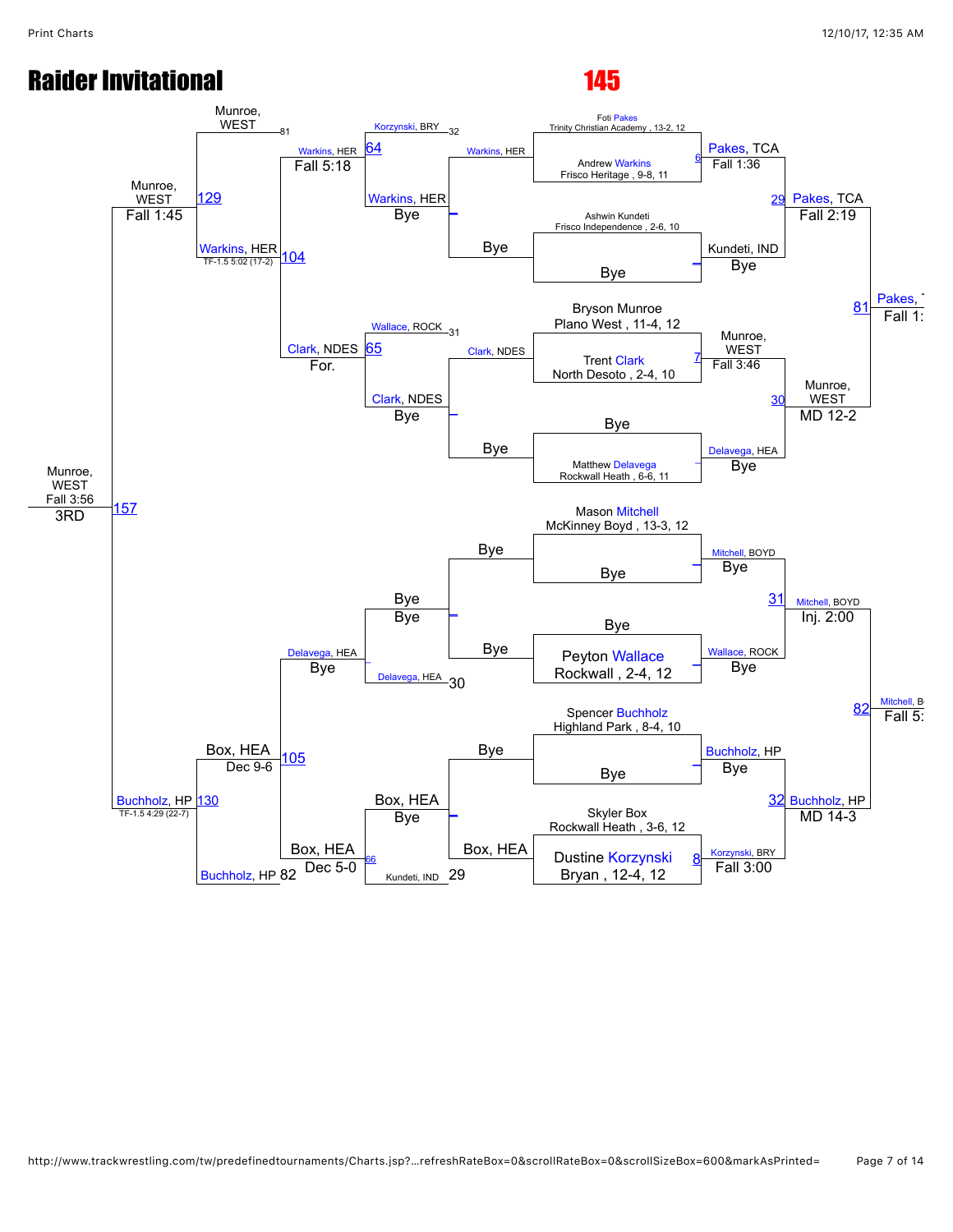# Raider Invitational

## 145

### Championship Bracket

**Round 1**

- Foti Pakes, Trinity Christian Academy, 13-2, 12 vs. Andrew Warkins, Frisco Heritage, 9-8, 11 — Match 6 — Pakes, TCA — Fall 1:36
- Ashwin Kundeti, Frisco Independence, 2-6, 10 vs. Bye — Kundeti, IND — Bye
- Bryson Munroe, Plano West, 11-4, 12 vs. Trent Clark, North Desoto, 2-4, 10 — Match 7 — Munroe, WEST — Fall 3:46
- Bye vs. Matthew Delavega, Rockwall Heath, 6-6, 11 — Delavega, HEA — Bye
- Mason Mitchell, McKinney Boyd, 13-3, 12 vs. Bye — Mitchell, BOYD — Bye
- Bye vs. Peyton Wallace, Rockwall, 2-4, 12 — Wallace, ROCK — Bye
- Spencer Buchholz, Highland Park, 8-4, 10 vs. Bye — Buchholz, HP — Bye
- Skyler Box, Rockwall Heath, 3-6, 12 vs. Dustine Korzynski, Bryan, 12-4, 12 — Match 8 — Korzynski, BRY — Fall 3:00

**Quarterfinals**

- Match 29 — Pakes, TCA — Fall 2:19
- Match 30 — Munroe, WEST — MD 12-2
- Match 31 — Mitchell, BOYD — Inj. 2:00
- Match 32 — Buchholz, HP — MD 14-3

**Semifinals**

- Match 81 — Pakes, … — Fall 1:…
- Match 82 — Mitchell, B… — Fall 5:…

### Consolation Bracket

**Consolation Round 1**

- Warkins, HER vs. Bye — Warkins, HER — Bye
- Clark, NDES vs. Bye — Clark, NDES — Bye
- Bye vs. Bye — Bye
- Bye vs. Box, HEA — Box, HEA — Bye

**Consolation Round 2**

- Korzynski, BRY (32) vs. Warkins, HER — Match 64 — Warkins, HER — Fall 5:18
- Wallace, ROCK (31) vs. Clark, NDES — Match 65 — Clark, NDES — For.
- Delavega, HEA (30) vs. Bye — Delavega, HEA — Bye
- Box, HEA vs. Kundeti, IND (29) — Match 66 — Box, HEA — Dec 5-0

**Consolation Round 3**

- Warkins, HER vs. Clark, NDES — Match 104 — Warkins, HER — TF-1.5 5:02 (17-2)
- Delavega, HEA vs. Box, HEA — Match 105 — Box, HEA — Dec 9-6

**Consolation Semifinals**

- Munroe, WEST (81) vs. Warkins, HER — Match 129 — Munroe, WEST — Fall 1:45
- Box, HEA vs. Buchholz, HP (82) — Match 130 — Buchholz, HP — TF-1.5 4:29 (22-7)

**3rd Place**

- Munroe, WEST vs. Buchholz, HP — Match 157 — Munroe, WEST — Fall 3:56 — 3RD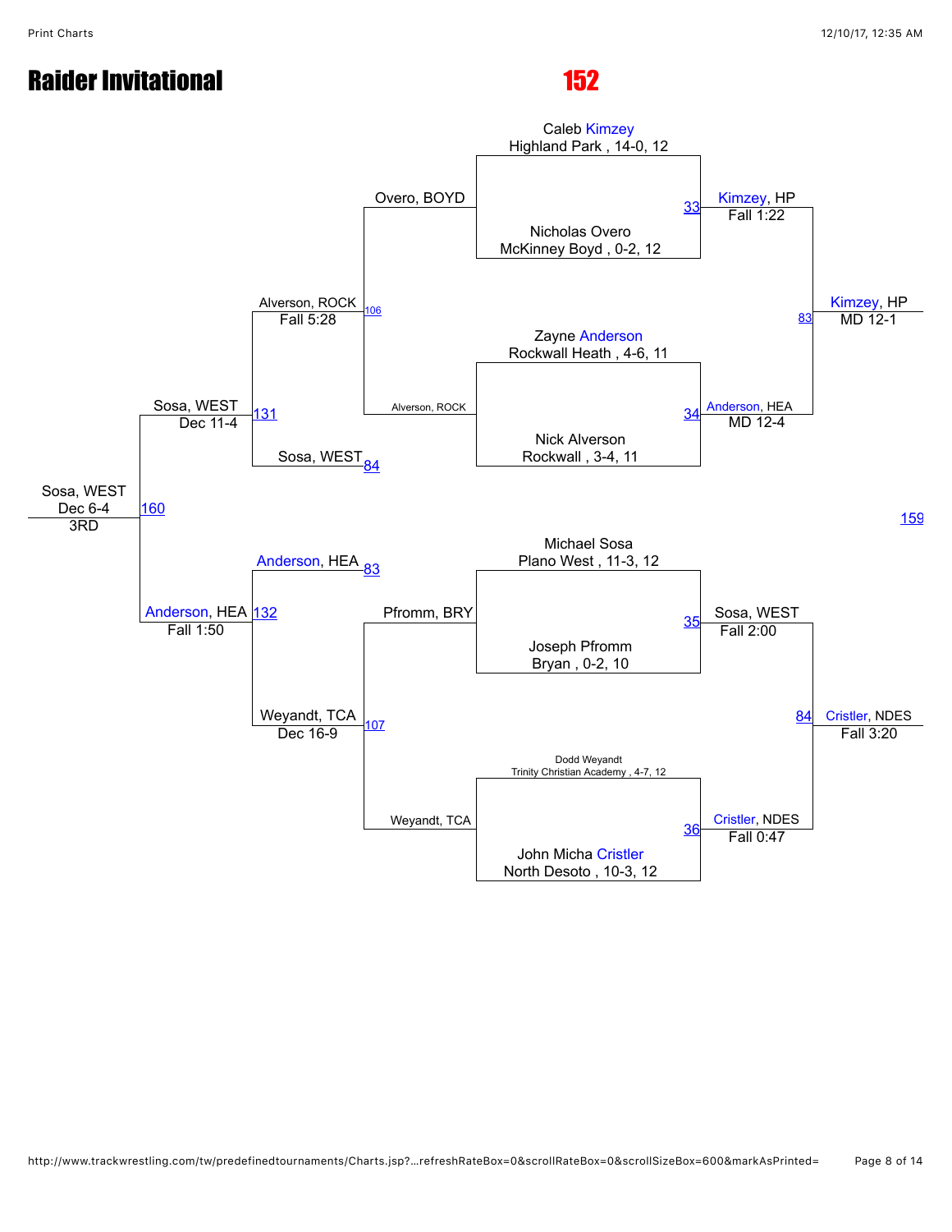# Raider Invitational

## 152

### Championship Bracket

**Match 33**
- Caleb Kimzey, Highland Park, 14-0, 12
- Nicholas Overo, McKinney Boyd, 0-2, 12
- Winner: Kimzey, HP — Fall 1:22

**Match 34**
- Zayne Anderson, Rockwall Heath, 4-6, 11
- Nick Alverson, Rockwall, 3-4, 11
- Winner: Anderson, HEA — MD 12-4

**Match 35**
- Michael Sosa, Plano West, 11-3, 12
- Joseph Pfromm, Bryan, 0-2, 10
- Winner: Sosa, WEST — Fall 2:00

**Match 36**
- Dodd Weyandt, Trinity Christian Academy, 4-7, 12
- John Micha Cristler, North Desoto, 10-3, 12
- Winner: Cristler, NDES — Fall 0:47

**Match 83**
- Kimzey, HP vs. Anderson, HEA
- Winner: Kimzey, HP — MD 12-1

**Match 84**
- Sosa, WEST vs. Cristler, NDES
- Winner: Cristler, NDES — Fall 3:20

**Match 159**

### Consolation Bracket

**Match 106**
- Overo, BOYD
- Alverson, ROCK
- Winner: Alverson, ROCK — Fall 5:28

**Match 107**
- Pfromm, BRY
- Weyandt, TCA
- Winner: Weyandt, TCA — Dec 16-9

**Match 131**
- Alverson, ROCK
- Sosa, WEST (84)
- Winner: Sosa, WEST — Dec 11-4

**Match 132**
- Anderson, HEA (83)
- Weyandt, TCA
- Winner: Anderson, HEA — Fall 1:50

**Match 160**
- Sosa, WEST
- Anderson, HEA
- Winner: Sosa, WEST — Dec 6-4 — 3RD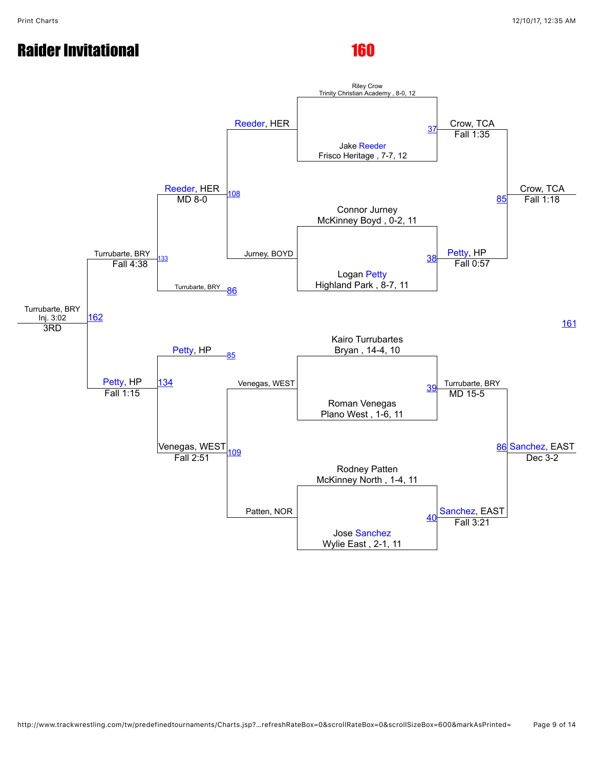# Raider Invitational

## 160

### Championship Bracket

**First Round**

- Match 37: Riley Crow, Trinity Christian Academy, 8-0, 12 vs. Jake Reeder, Frisco Heritage, 7-7, 12 — Crow, TCA, Fall 1:35
- Match 38: Connor Jurney, McKinney Boyd, 0-2, 11 vs. Logan Petty, Highland Park, 8-7, 11 — Petty, HP, Fall 0:57
- Match 39: Kairo Turrubartes, Bryan, 14-4, 10 vs. Roman Venegas, Plano West, 1-6, 11 — Turrubarte, BRY, MD 15-5
- Match 40: Rodney Patten, McKinney North, 1-4, 11 vs. Jose Sanchez, Wylie East, 2-1, 11 — Sanchez, EAST, Fall 3:21

**Semifinals**

- Match 85: Crow, TCA vs. Petty, HP — Crow, TCA, Fall 1:18
- Match 86: Turrubarte, BRY vs. Sanchez, EAST — Sanchez, EAST, Dec 3-2

**Final**

- Match 161

### Consolation Bracket

- Match 108: Reeder, HER vs. Jurney, BOYD — Reeder, HER, MD 8-0
- Match 109: Venegas, WEST vs. Patten, NOR — Venegas, WEST, Fall 2:51
- Match 133: Reeder, HER vs. Turrubarte, BRY (loser of 86) — Turrubarte, BRY, Fall 4:38
- Match 134: Petty, HP (loser of 85) vs. Venegas, WEST — Petty, HP, Fall 1:15
- Match 162 (3RD): Turrubarte, BRY vs. Petty, HP — Turrubarte, BRY, Inj. 3:02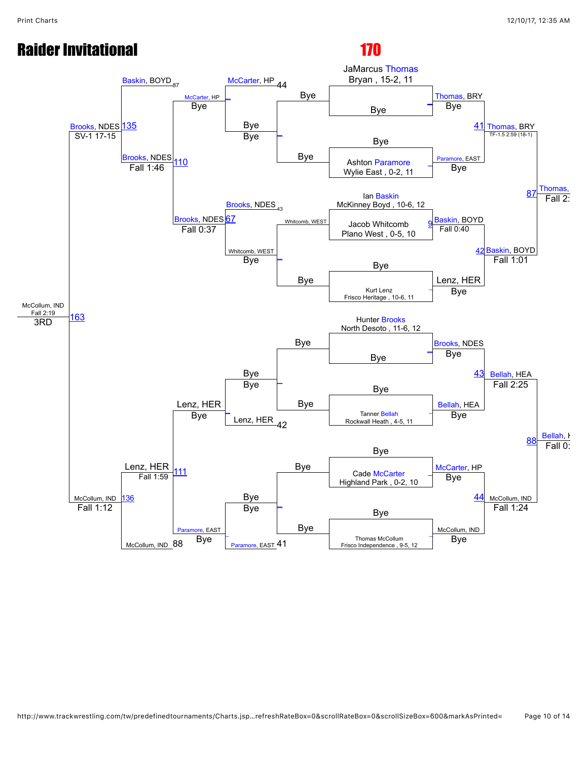# Raider Invitational

## 170

### Championship Bracket

**First Round**
- JaMarcus Thomas, Bryan, 15-2, 11 — Bye
- Bye — Ashton Paramore, Wylie East, 0-2, 11
- Ian Baskin, McKinney Boyd, 10-6, 12 — Jacob Whitcomb, Plano West, 0-5, 10
- Bye — Kurt Lenz, Frisco Heritage, 10-6, 11
- Hunter Brooks, North Desoto, 11-6, 12 — Bye
- Bye — Tanner Bellah, Rockwall Heath, 4-5, 11
- Bye — Cade McCarter, Highland Park, 0-2, 10
- Bye — Thomas McCollum, Frisco Independence, 9-5, 12

**Quarterfinals**
- Thomas, BRY (Bye) vs. Paramore, EAST (Bye) — 41: Thomas, BRY, TF-1.5 2:59 (18-1)
- Baskin, BOYD (9, Fall 0:40) vs. Lenz, HER (Bye) — 42: Baskin, BOYD, Fall 1:01
- Brooks, NDES (Bye) vs. Bellah, HEA (Bye) — 43: Bellah, HEA, Fall 2:25
- McCarter, HP (Bye) vs. McCollum, IND (Bye) — 44: McCollum, IND, Fall 1:24

**Semifinals**
- 87: Thomas, Fall 2:…
- 88: Bellah, …, Fall 0:…

### Consolation Bracket

**Consolation Round 1**
- Bye / Bye — Bye
- Whitcomb, WEST vs. Bye — Whitcomb, WEST, Bye
- Bye / Bye — Lenz, HER (Bye)
- Bye / Bye — Paramore, EAST (Bye)

**Consolation Round 2**
- McCarter, HP (44) vs. Bye — McCarter, HP, Bye
- Brooks, NDES (43) vs. Whitcomb, WEST — 67: Brooks, NDES, Fall 0:37
- Lenz, HER (42) vs. Bye — Lenz, HER, Bye
- Paramore, EAST (41) vs. Bye — Paramore, EAST, Bye

**Consolation Round 3**
- McCarter, HP vs. Brooks, NDES — 110: Brooks, NDES, Fall 1:46
- Lenz, HER vs. Paramore, EAST — 111: Lenz, HER, Fall 1:59

**Consolation Semifinals**
- Baskin, BOYD (87) vs. Brooks, NDES — 135: Brooks, NDES, SV-1 17-15
- Lenz, HER vs. McCollum, IND (88) — 136: McCollum, IND, Fall 1:12

**3rd Place**
- 163: McCollum, IND, Fall 2:19 — 3RD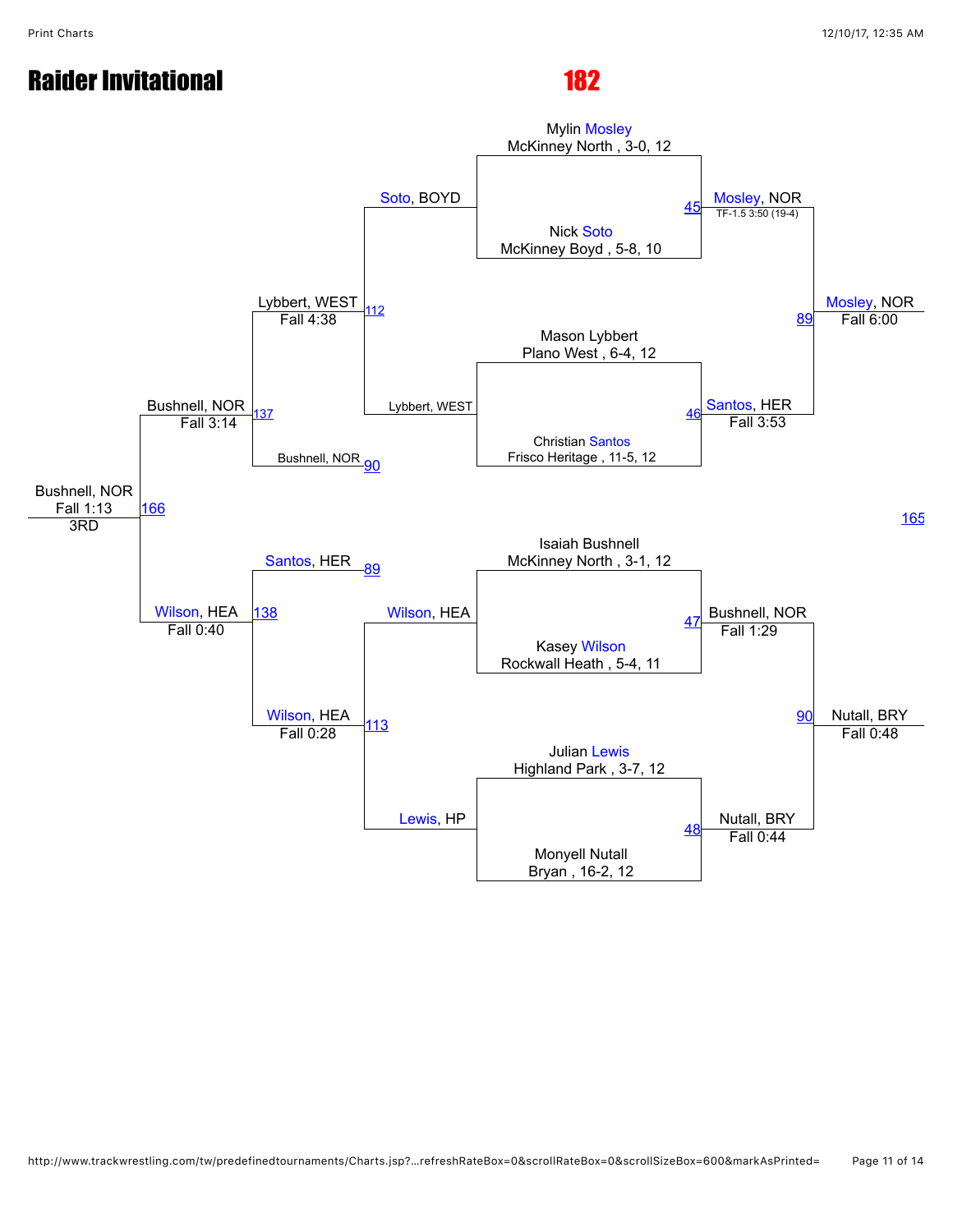# Raider Invitational

## 182

### Championship Bracket

**Match 45**
- Mylin Mosley, McKinney North, 3-0, 12
- Nick Soto, McKinney Boyd, 5-8, 10
- Winner: Mosley, NOR — TF-1.5 3:50 (19-4)

**Match 46**
- Mason Lybbert, Plano West, 6-4, 12
- Christian Santos, Frisco Heritage, 11-5, 12
- Winner: Santos, HER — Fall 3:53

**Match 47**
- Isaiah Bushnell, McKinney North, 3-1, 12
- Kasey Wilson, Rockwall Heath, 5-4, 11
- Winner: Bushnell, NOR — Fall 1:29

**Match 48**
- Julian Lewis, Highland Park, 3-7, 12
- Monyell Nutall, Bryan, 16-2, 12
- Winner: Nutall, BRY — Fall 0:44

**Match 89**
- Mosley, NOR vs. Santos, HER
- Winner: Mosley, NOR — Fall 6:00

**Match 90**
- Bushnell, NOR vs. Nutall, BRY
- Winner: Nutall, BRY — Fall 0:48

**Match 165**

### Consolation Bracket

**Match 112**
- Soto, BOYD vs. Lybbert, WEST
- Winner: Lybbert, WEST — Fall 4:38

**Match 113**
- Wilson, HEA vs. Lewis, HP
- Winner: Wilson, HEA — Fall 0:28

**Match 137**
- Lybbert, WEST vs. Bushnell, NOR (90)
- Winner: Bushnell, NOR — Fall 3:14

**Match 138**
- Santos, HER (89) vs. Wilson, HEA
- Winner: Wilson, HEA — Fall 0:40

**Match 166**
- Bushnell, NOR vs. Wilson, HEA
- Winner: Bushnell, NOR — Fall 1:13
- 3RD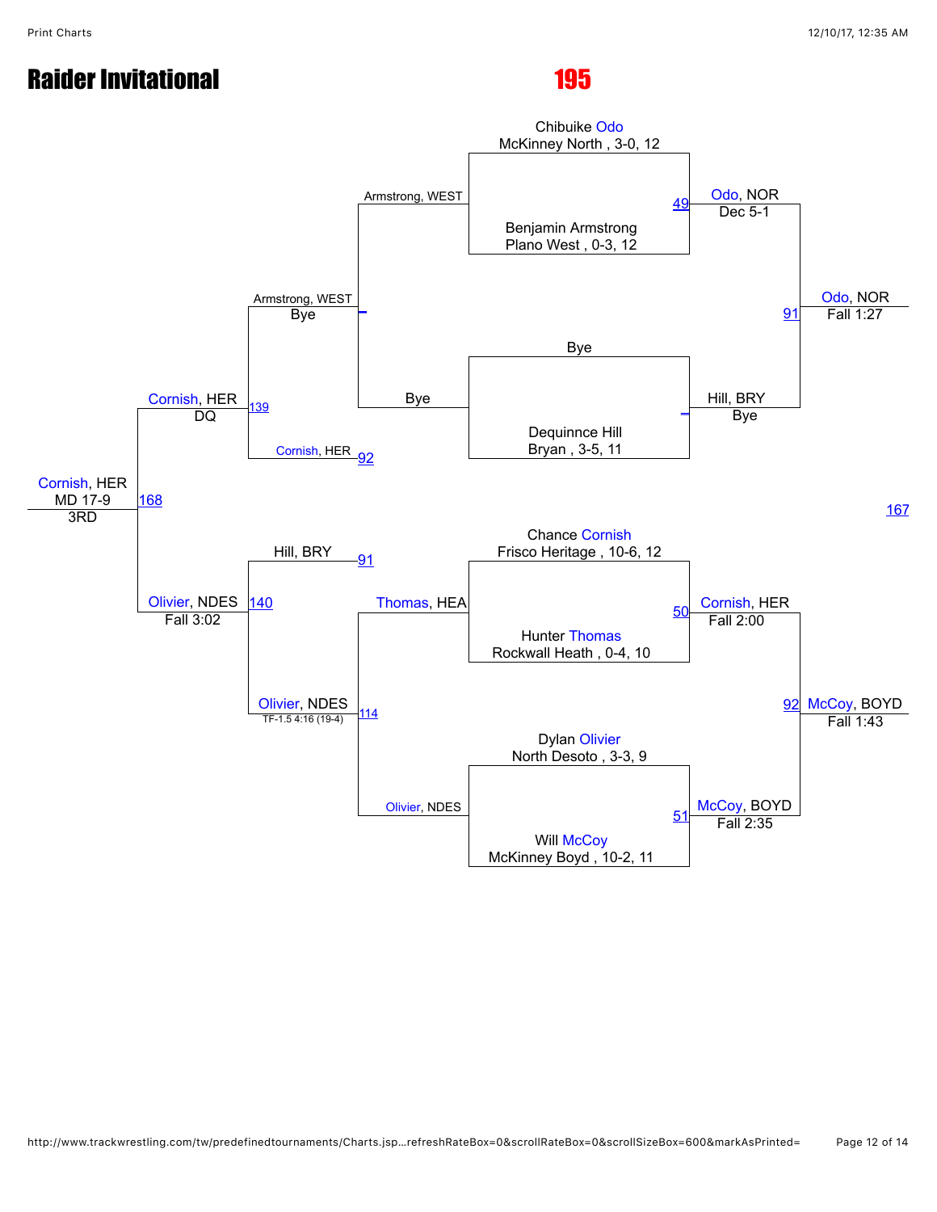# Raider Invitational

## 195

### Championship Bracket

**Chibuike Odo**, McKinney North , 3-0, 12
vs.
**Benjamin Armstrong**, Plano West , 0-3, 12
— Match 49: Odo, NOR — Dec 5-1

**Bye**
vs.
**Dequinnce Hill**, Bryan , 3-5, 11
— Hill, BRY — Bye

Match 91: Odo, NOR — Fall 1:27

**Chance Cornish**, Frisco Heritage , 10-6, 12
vs.
**Hunter Thomas**, Rockwall Heath , 0-4, 10
— Match 50: Cornish, HER — Fall 2:00

**Dylan Olivier**, North Desoto , 3-3, 9
vs.
**Will McCoy**, McKinney Boyd , 10-2, 11
— Match 51: McCoy, BOYD — Fall 2:35

Match 92: McCoy, BOYD — Fall 1:43

167

### Consolation Bracket

Armstrong, WEST vs. Bye — Armstrong, WEST — Bye

Thomas, HEA vs. Olivier, NDES — Match 114: Olivier, NDES — TF-1.5 4:16 (19-4)

Armstrong, WEST vs. Cornish, HER (92) — Match 139: Cornish, HER — DQ

Hill, BRY (91) vs. Olivier, NDES — Match 140: Olivier, NDES — Fall 3:02

Match 168: Cornish, HER — MD 17-9 — 3RD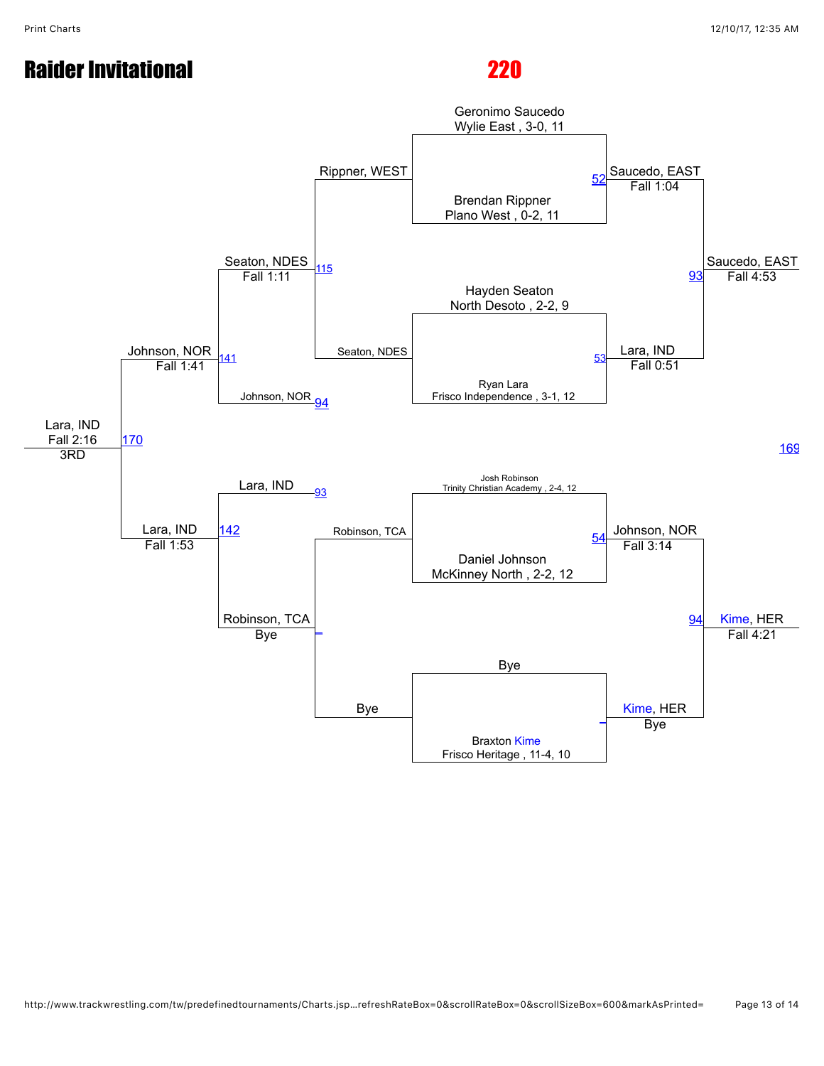# Raider Invitational

## 220

Geronimo Saucedo
Wylie East , 3-0, 11

Brendan Rippner
Plano West , 0-2, 11

Hayden Seaton
North Desoto , 2-2, 9

Ryan Lara
Frisco Independence , 3-1, 12

Josh Robinson
Trinity Christian Academy , 2-4, 12

Daniel Johnson
McKinney North , 2-2, 12

Bye

Braxton Kime
Frisco Heritage , 11-4, 10

Rippner, WEST

52 Saucedo, EAST
Fall 1:04

Seaton, NDES

53 Lara, IND
Fall 0:51

93 Saucedo, EAST
Fall 4:53

Robinson, TCA

54 Johnson, NOR
Fall 3:14

Bye

Kime, HER
Bye

94 Kime, HER
Fall 4:21

169

Seaton, NDES
Fall 1:11

115

Johnson, NOR 94

141 Johnson, NOR
Fall 1:41

Lara, IND 93

142 Lara, IND
Fall 1:53

Robinson, TCA
Bye

170 Lara, IND
Fall 2:16
3RD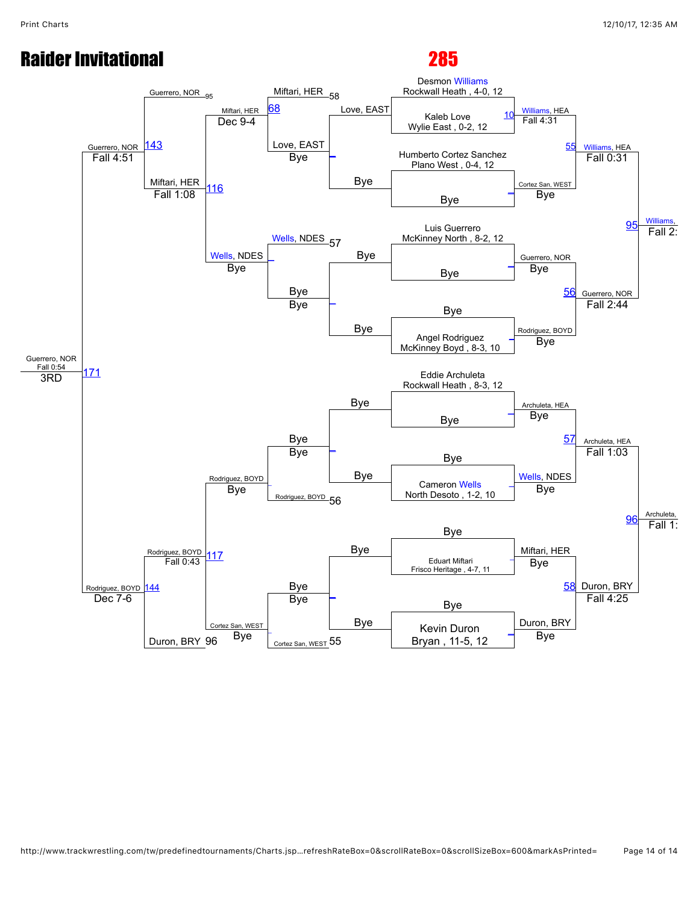# Raider Invitational

## 285

Desmon Williams
Rockwall Heath , 4-0, 12

Kaleb Love
Wylie East , 0-2, 12

Humberto Cortez Sanchez
Plano West , 0-4, 12

Bye

Luis Guerrero
McKinney North , 8-2, 12

Bye

Bye

Angel Rodriguez
McKinney Boyd , 8-3, 10

Eddie Archuleta
Rockwall Heath , 8-3, 12

Bye

Bye

Cameron Wells
North Desoto , 1-2, 10

Bye

Eduart Miftari
Frisco Heritage , 4-7, 11

Bye

Kevin Duron
Bryan , 11-5, 12

10 Williams, HEA Fall 4:31

Cortez San, WEST Bye

Guerrero, NOR Bye

Rodriguez, BOYD Bye

Archuleta, HEA Bye

Wells, NDES Bye

Miftari, HER Bye

Duron, BRY Bye

55 Williams, HEA Fall 0:31

56 Guerrero, NOR Fall 2:44

57 Archuleta, HEA Fall 1:03

58 Duron, BRY Fall 4:25

95 Williams, Fall 2:

96 Archuleta, Fall 1:

Love, EAST

Bye

Bye

Bye

Bye

Bye

Bye

Bye

Miftari, HER 58

68 Love, EAST Bye

Wells, NDES 57

Bye Bye

Bye Bye

Rodriguez, BOYD 56

Bye Bye

Cortez San, WEST 55

Miftari, HER Dec 9-4

Wells, NDES Bye

Rodriguez, BOYD Bye

Cortez San, WEST Bye

Guerrero, NOR 95

143 Miftari, HER Fall 1:08

116

117

Rodriguez, BOYD Fall 0:43

144 Duron, BRY 96

Guerrero, NOR Fall 4:51

Rodriguez, BOYD Dec 7-6

171 Guerrero, NOR Fall 0:54 3RD